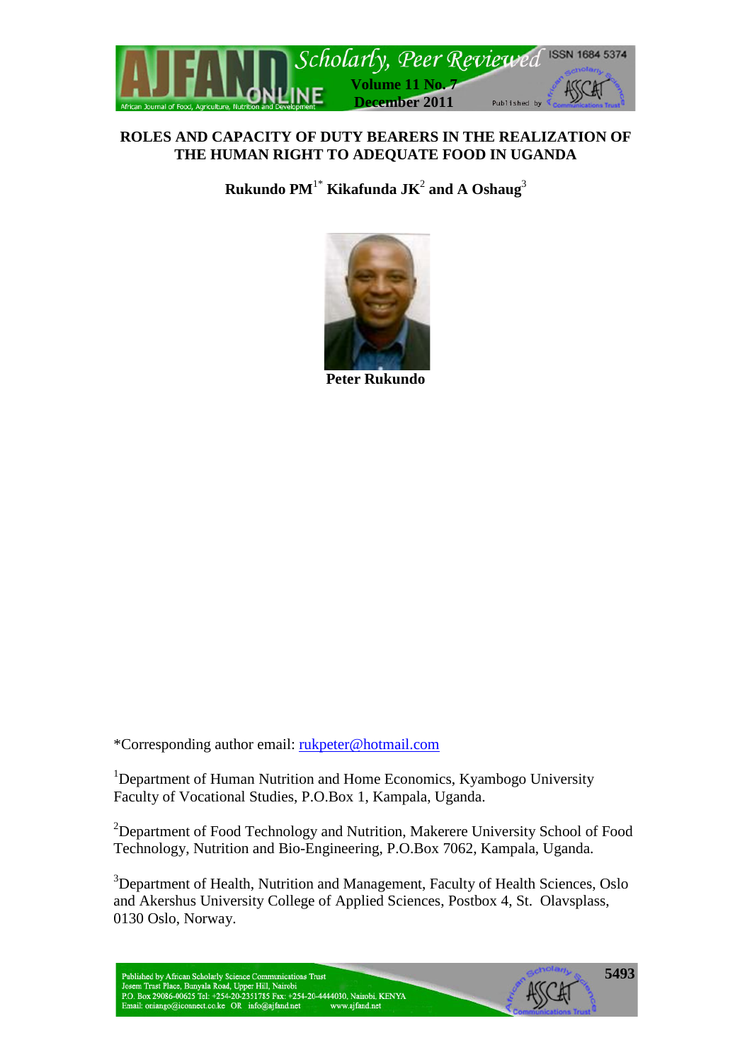# ROLES AND CAPACITY OF DUTY BEARERS IN THE REALIZATION OF THE HUMAN RIGHT TO ADEQUATE FOOD IN UGANDA

**Rukundo PM[1*] Kikafunda JK[2] and A Oshaug[3]**

**Peter Rukundo**

*Corresponding author email: rukpeter@hotmail.com

[1]Department of Human Nutrition and Home Economics, Kyambogo University Faculty of Vocational Studies, P.O.Box 1, Kampala, Uganda.

[2]Department of Food Technology and Nutrition, Makerere University School of Food Technology, Nutrition and Bio-Engineering, P.O.Box 7062, Kampala, Uganda.

[3]Department of Health, Nutrition and Management, Faculty of Health Sciences, Oslo and Akershus University College of Applied Sciences, Postbox 4, St. Olavsplass, 0130 Oslo, Norway.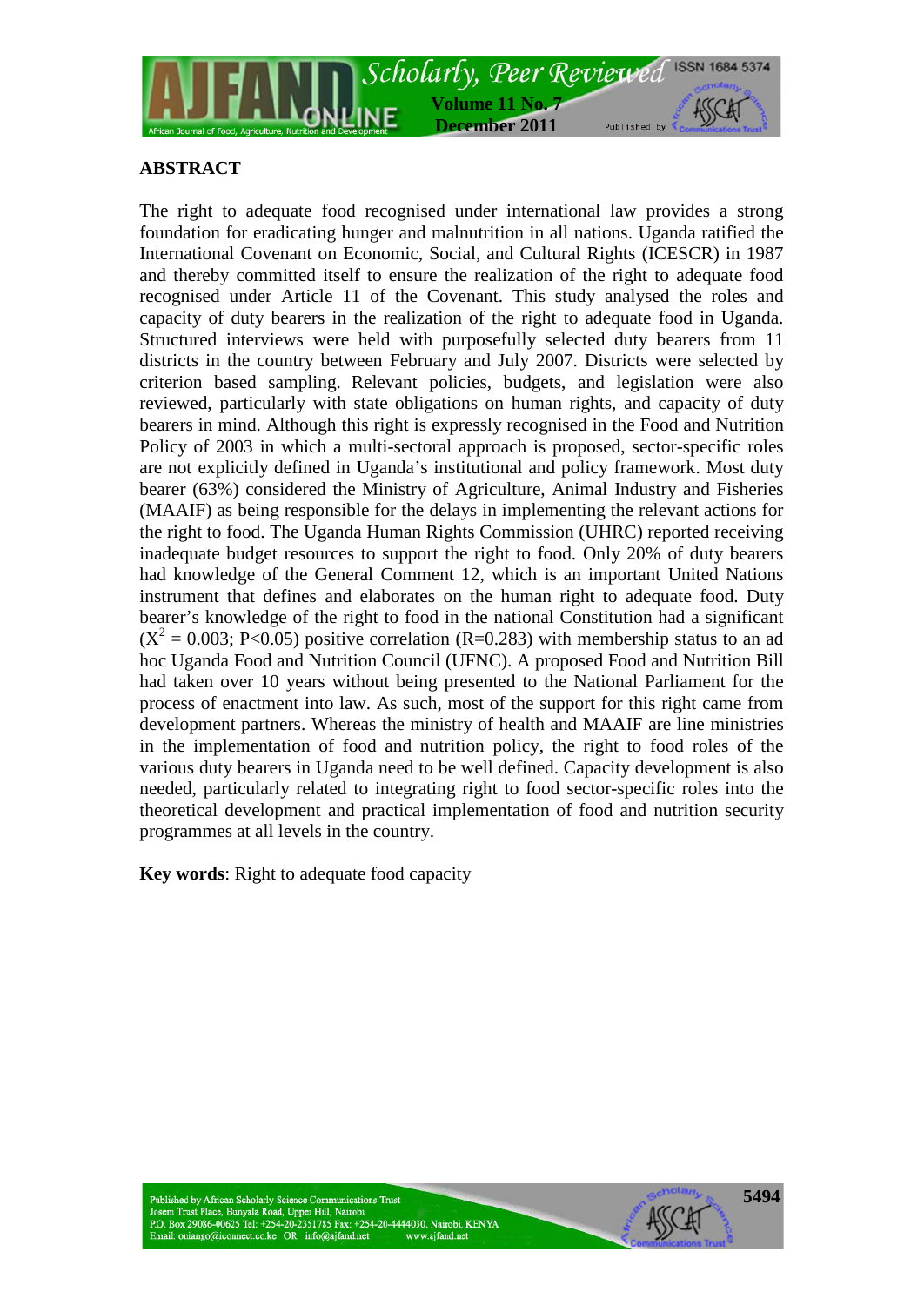## ABSTRACT

The right to adequate food recognised under international law provides a strong foundation for eradicating hunger and malnutrition in all nations. Uganda ratified the International Covenant on Economic, Social, and Cultural Rights (ICESCR) in 1987 and thereby committed itself to ensure the realization of the right to adequate food recognised under Article 11 of the Covenant. This study analysed the roles and capacity of duty bearers in the realization of the right to adequate food in Uganda. Structured interviews were held with purposefully selected duty bearers from 11 districts in the country between February and July 2007. Districts were selected by criterion based sampling. Relevant policies, budgets, and legislation were also reviewed, particularly with state obligations on human rights, and capacity of duty bearers in mind. Although this right is expressly recognised in the Food and Nutrition Policy of 2003 in which a multi-sectoral approach is proposed, sector-specific roles are not explicitly defined in Uganda's institutional and policy framework. Most duty bearer (63%) considered the Ministry of Agriculture, Animal Industry and Fisheries (MAAIF) as being responsible for the delays in implementing the relevant actions for the right to food. The Uganda Human Rights Commission (UHRC) reported receiving inadequate budget resources to support the right to food. Only 20% of duty bearers had knowledge of the General Comment 12, which is an important United Nations instrument that defines and elaborates on the human right to adequate food. Duty bearer's knowledge of the right to food in the national Constitution had a significant ($X^2 = 0.003$; $P<0.05$) positive correlation ($R=0.283$) with membership status to an ad hoc Uganda Food and Nutrition Council (UFNC). A proposed Food and Nutrition Bill had taken over 10 years without being presented to the National Parliament for the process of enactment into law. As such, most of the support for this right came from development partners. Whereas the ministry of health and MAAIF are line ministries in the implementation of food and nutrition policy, the right to food roles of the various duty bearers in Uganda need to be well defined. Capacity development is also needed, particularly related to integrating right to food sector-specific roles into the theoretical development and practical implementation of food and nutrition security programmes at all levels in the country.

**Key words**: Right to adequate food capacity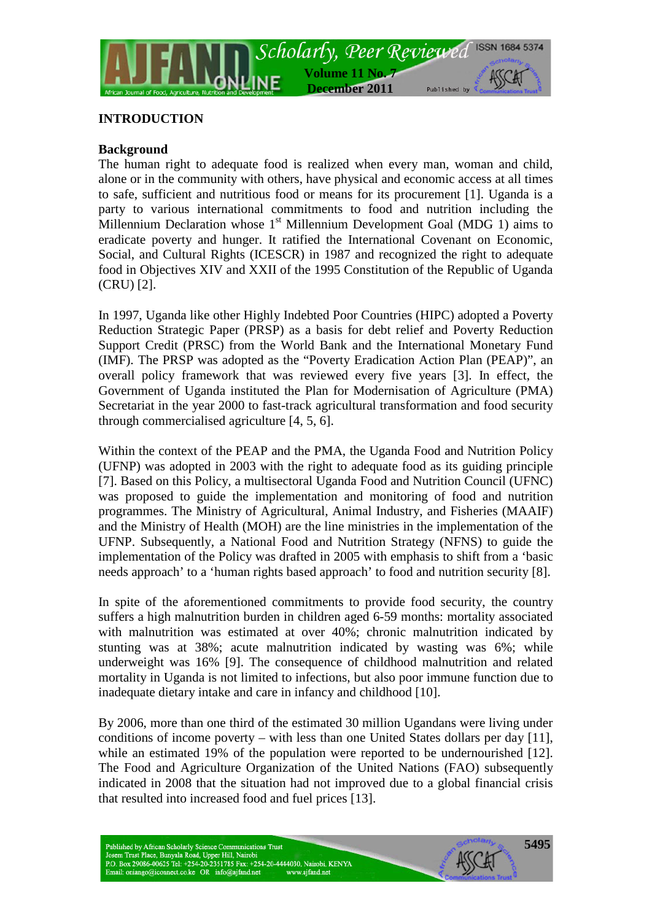## INTRODUCTION

### Background

The human right to adequate food is realized when every man, woman and child, alone or in the community with others, have physical and economic access at all times to safe, sufficient and nutritious food or means for its procurement [1]. Uganda is a party to various international commitments to food and nutrition including the Millennium Declaration whose 1st Millennium Development Goal (MDG 1) aims to eradicate poverty and hunger. It ratified the International Covenant on Economic, Social, and Cultural Rights (ICESCR) in 1987 and recognized the right to adequate food in Objectives XIV and XXII of the 1995 Constitution of the Republic of Uganda (CRU) [2].

In 1997, Uganda like other Highly Indebted Poor Countries (HIPC) adopted a Poverty Reduction Strategic Paper (PRSP) as a basis for debt relief and Poverty Reduction Support Credit (PRSC) from the World Bank and the International Monetary Fund (IMF). The PRSP was adopted as the "Poverty Eradication Action Plan (PEAP)", an overall policy framework that was reviewed every five years [3]. In effect, the Government of Uganda instituted the Plan for Modernisation of Agriculture (PMA) Secretariat in the year 2000 to fast-track agricultural transformation and food security through commercialised agriculture [4, 5, 6].

Within the context of the PEAP and the PMA, the Uganda Food and Nutrition Policy (UFNP) was adopted in 2003 with the right to adequate food as its guiding principle [7]. Based on this Policy, a multisectoral Uganda Food and Nutrition Council (UFNC) was proposed to guide the implementation and monitoring of food and nutrition programmes. The Ministry of Agricultural, Animal Industry, and Fisheries (MAAIF) and the Ministry of Health (MOH) are the line ministries in the implementation of the UFNP. Subsequently, a National Food and Nutrition Strategy (NFNS) to guide the implementation of the Policy was drafted in 2005 with emphasis to shift from a 'basic needs approach' to a 'human rights based approach' to food and nutrition security [8].

In spite of the aforementioned commitments to provide food security, the country suffers a high malnutrition burden in children aged 6-59 months: mortality associated with malnutrition was estimated at over 40%; chronic malnutrition indicated by stunting was at 38%; acute malnutrition indicated by wasting was 6%; while underweight was 16% [9]. The consequence of childhood malnutrition and related mortality in Uganda is not limited to infections, but also poor immune function due to inadequate dietary intake and care in infancy and childhood [10].

By 2006, more than one third of the estimated 30 million Ugandans were living under conditions of income poverty – with less than one United States dollars per day [11], while an estimated 19% of the population were reported to be undernourished [12]. The Food and Agriculture Organization of the United Nations (FAO) subsequently indicated in 2008 that the situation had not improved due to a global financial crisis that resulted into increased food and fuel prices [13].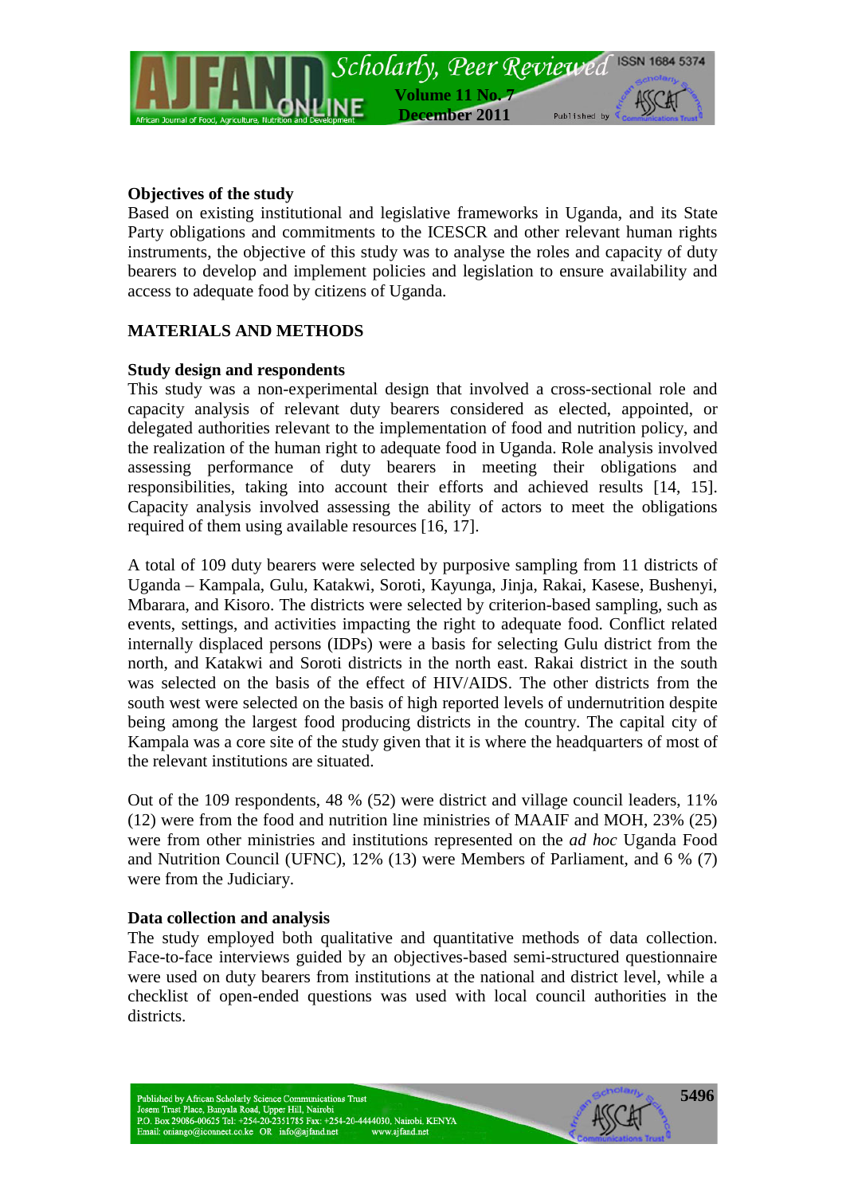### Objectives of the study

Based on existing institutional and legislative frameworks in Uganda, and its State Party obligations and commitments to the ICESCR and other relevant human rights instruments, the objective of this study was to analyse the roles and capacity of duty bearers to develop and implement policies and legislation to ensure availability and access to adequate food by citizens of Uganda.

## MATERIALS AND METHODS

### Study design and respondents

This study was a non-experimental design that involved a cross-sectional role and capacity analysis of relevant duty bearers considered as elected, appointed, or delegated authorities relevant to the implementation of food and nutrition policy, and the realization of the human right to adequate food in Uganda. Role analysis involved assessing performance of duty bearers in meeting their obligations and responsibilities, taking into account their efforts and achieved results [14, 15]. Capacity analysis involved assessing the ability of actors to meet the obligations required of them using available resources [16, 17].

A total of 109 duty bearers were selected by purposive sampling from 11 districts of Uganda – Kampala, Gulu, Katakwi, Soroti, Kayunga, Jinja, Rakai, Kasese, Bushenyi, Mbarara, and Kisoro. The districts were selected by criterion-based sampling, such as events, settings, and activities impacting the right to adequate food. Conflict related internally displaced persons (IDPs) were a basis for selecting Gulu district from the north, and Katakwi and Soroti districts in the north east. Rakai district in the south was selected on the basis of the effect of HIV/AIDS. The other districts from the south west were selected on the basis of high reported levels of undernutrition despite being among the largest food producing districts in the country. The capital city of Kampala was a core site of the study given that it is where the headquarters of most of the relevant institutions are situated.

Out of the 109 respondents, 48 % (52) were district and village council leaders, 11% (12) were from the food and nutrition line ministries of MAAIF and MOH, 23% (25) were from other ministries and institutions represented on the *ad hoc* Uganda Food and Nutrition Council (UFNC), 12% (13) were Members of Parliament, and 6 % (7) were from the Judiciary.

### Data collection and analysis

The study employed both qualitative and quantitative methods of data collection. Face-to-face interviews guided by an objectives-based semi-structured questionnaire were used on duty bearers from institutions at the national and district level, while a checklist of open-ended questions was used with local council authorities in the districts.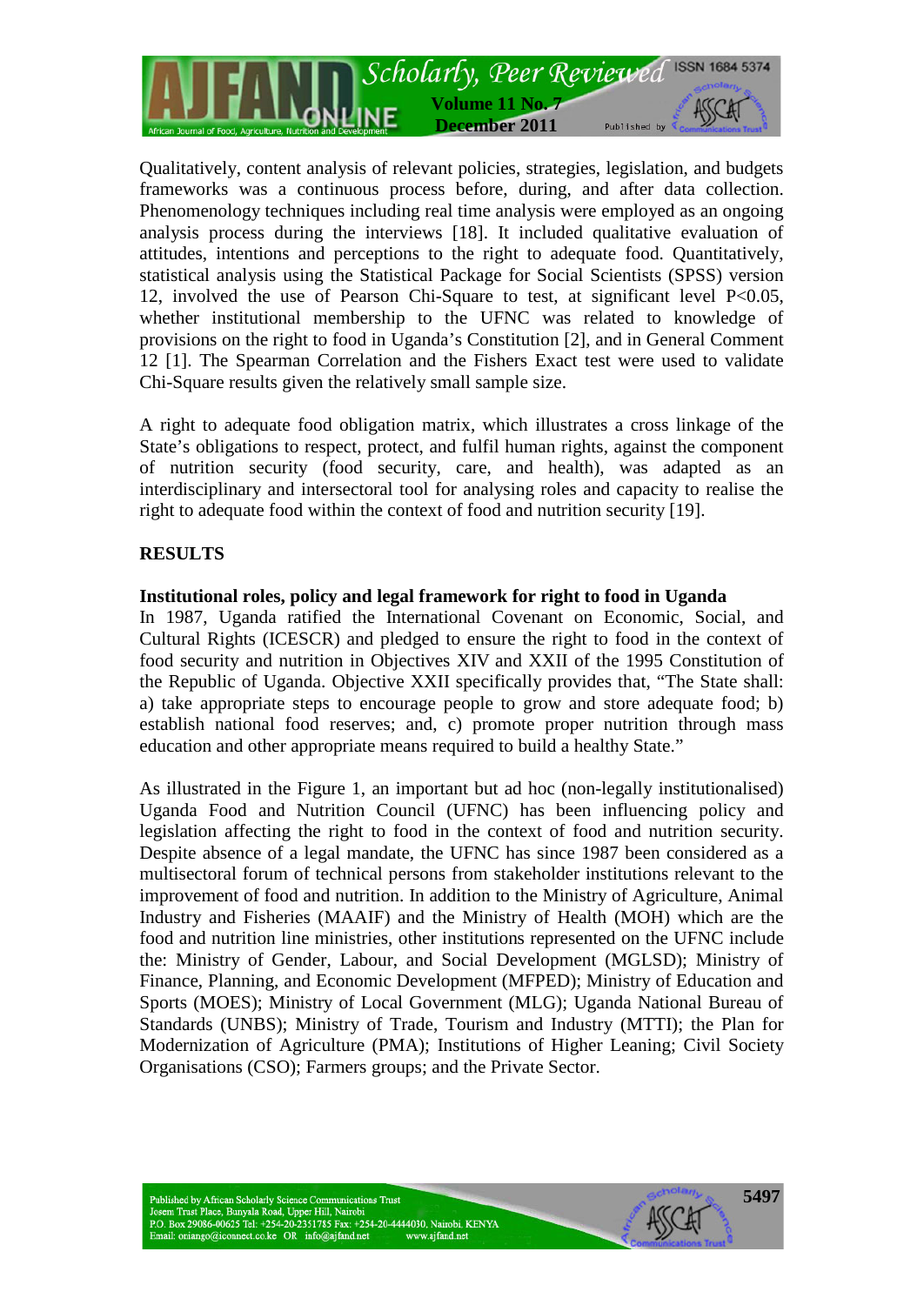Qualitatively, content analysis of relevant policies, strategies, legislation, and budgets frameworks was a continuous process before, during, and after data collection. Phenomenology techniques including real time analysis were employed as an ongoing analysis process during the interviews [18]. It included qualitative evaluation of attitudes, intentions and perceptions to the right to adequate food. Quantitatively, statistical analysis using the Statistical Package for Social Scientists (SPSS) version 12, involved the use of Pearson Chi-Square to test, at significant level $P<0.05$, whether institutional membership to the UFNC was related to knowledge of provisions on the right to food in Uganda's Constitution [2], and in General Comment 12 [1]. The Spearman Correlation and the Fishers Exact test were used to validate Chi-Square results given the relatively small sample size.

A right to adequate food obligation matrix, which illustrates a cross linkage of the State's obligations to respect, protect, and fulfil human rights, against the component of nutrition security (food security, care, and health), was adapted as an interdisciplinary and intersectoral tool for analysing roles and capacity to realise the right to adequate food within the context of food and nutrition security [19].

## RESULTS

### Institutional roles, policy and legal framework for right to food in Uganda

In 1987, Uganda ratified the International Covenant on Economic, Social, and Cultural Rights (ICESCR) and pledged to ensure the right to food in the context of food security and nutrition in Objectives XIV and XXII of the 1995 Constitution of the Republic of Uganda. Objective XXII specifically provides that, "The State shall: a) take appropriate steps to encourage people to grow and store adequate food; b) establish national food reserves; and, c) promote proper nutrition through mass education and other appropriate means required to build a healthy State."

As illustrated in the Figure 1, an important but ad hoc (non-legally institutionalised) Uganda Food and Nutrition Council (UFNC) has been influencing policy and legislation affecting the right to food in the context of food and nutrition security. Despite absence of a legal mandate, the UFNC has since 1987 been considered as a multisectoral forum of technical persons from stakeholder institutions relevant to the improvement of food and nutrition. In addition to the Ministry of Agriculture, Animal Industry and Fisheries (MAAIF) and the Ministry of Health (MOH) which are the food and nutrition line ministries, other institutions represented on the UFNC include the: Ministry of Gender, Labour, and Social Development (MGLSD); Ministry of Finance, Planning, and Economic Development (MFPED); Ministry of Education and Sports (MOES); Ministry of Local Government (MLG); Uganda National Bureau of Standards (UNBS); Ministry of Trade, Tourism and Industry (MTTI); the Plan for Modernization of Agriculture (PMA); Institutions of Higher Leaning; Civil Society Organisations (CSO); Farmers groups; and the Private Sector.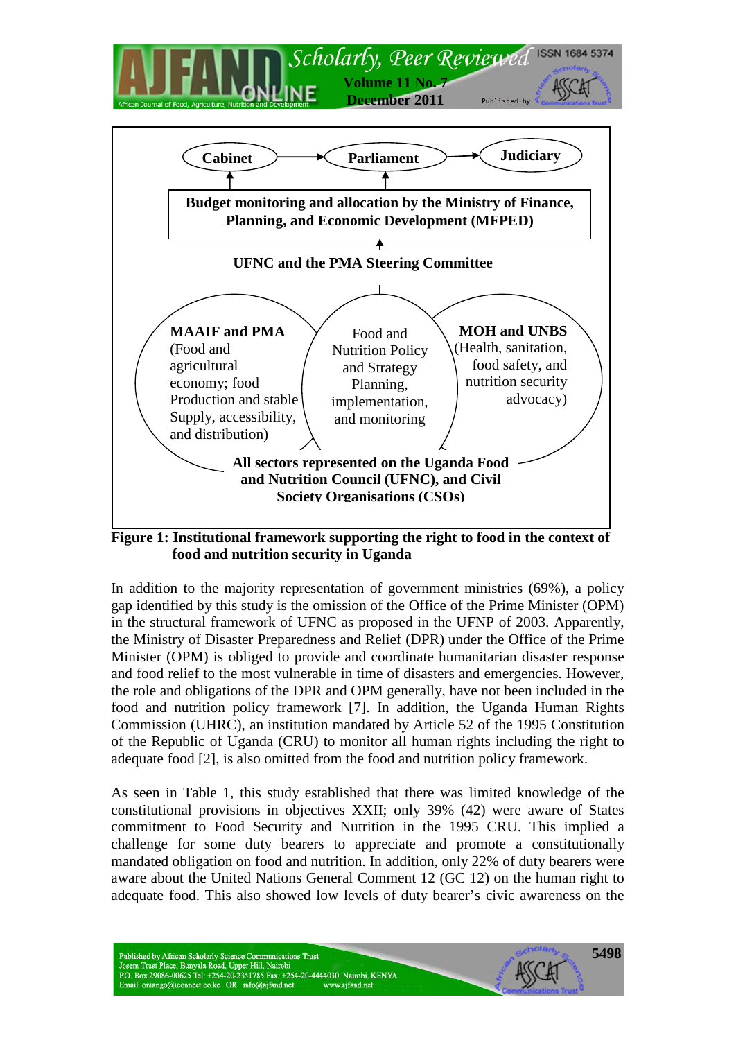Cabinet → Parliament → Judiciary

**Budget monitoring and allocation by the Ministry of Finance, Planning, and Economic Development (MFPED)**

**UFNC and the PMA Steering Committee**

**MAAIF and PMA** (Food and agricultural economy; food Production and stable Supply, accessibility, and distribution)

Food and Nutrition Policy and Strategy Planning, implementation, and monitoring

**MOH and UNBS** (Health, sanitation, food safety, and nutrition security advocacy)

**All sectors represented on the Uganda Food and Nutrition Council (UFNC), and Civil Society Organisations (CSOs)**

**Figure 1: Institutional framework supporting the right to food in the context of food and nutrition security in Uganda**

In addition to the majority representation of government ministries (69%), a policy gap identified by this study is the omission of the Office of the Prime Minister (OPM) in the structural framework of UFNC as proposed in the UFNP of 2003. Apparently, the Ministry of Disaster Preparedness and Relief (DPR) under the Office of the Prime Minister (OPM) is obliged to provide and coordinate humanitarian disaster response and food relief to the most vulnerable in time of disasters and emergencies. However, the role and obligations of the DPR and OPM generally, have not been included in the food and nutrition policy framework [7]. In addition, the Uganda Human Rights Commission (UHRC), an institution mandated by Article 52 of the 1995 Constitution of the Republic of Uganda (CRU) to monitor all human rights including the right to adequate food [2], is also omitted from the food and nutrition policy framework.

As seen in Table 1, this study established that there was limited knowledge of the constitutional provisions in objectives XXII; only 39% (42) were aware of States commitment to Food Security and Nutrition in the 1995 CRU. This implied a challenge for some duty bearers to appreciate and promote a constitutionally mandated obligation on food and nutrition. In addition, only 22% of duty bearers were aware about the United Nations General Comment 12 (GC 12) on the human right to adequate food. This also showed low levels of duty bearer's civic awareness on the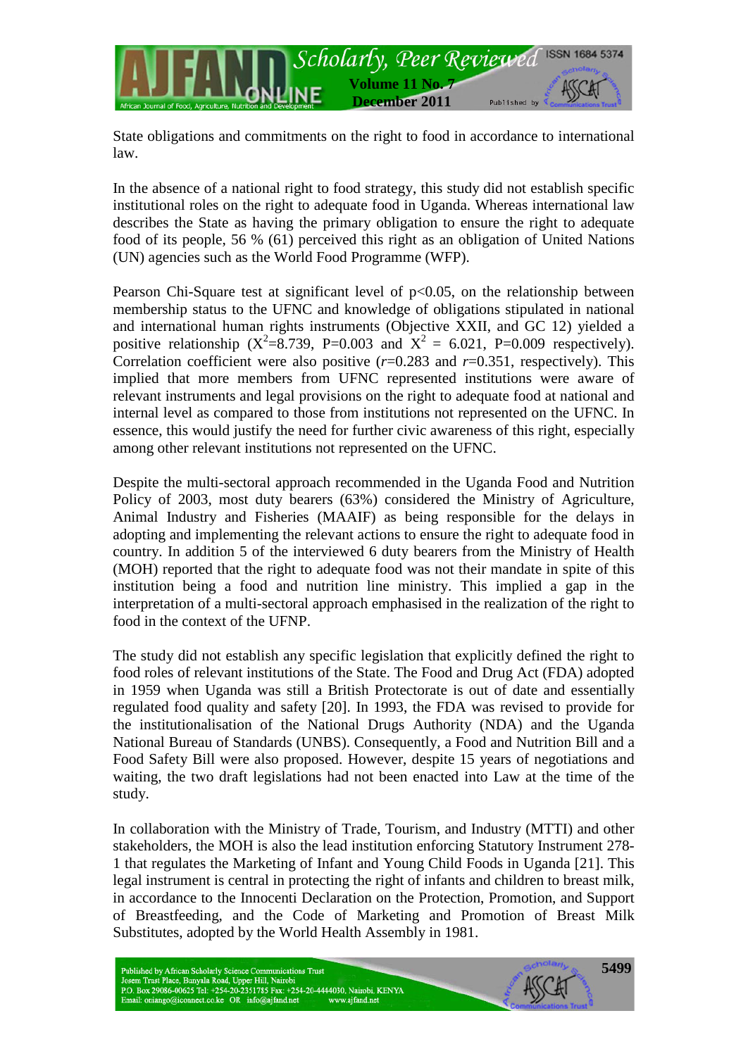State obligations and commitments on the right to food in accordance to international law.

In the absence of a national right to food strategy, this study did not establish specific institutional roles on the right to adequate food in Uganda. Whereas international law describes the State as having the primary obligation to ensure the right to adequate food of its people, 56 % (61) perceived this right as an obligation of United Nations (UN) agencies such as the World Food Programme (WFP).

Pearson Chi-Square test at significant level of $p<0.05$, on the relationship between membership status to the UFNC and knowledge of obligations stipulated in national and international human rights instruments (Objective XXII, and GC 12) yielded a positive relationship ($X^2=8.739$, $P=0.003$ and $X^2 = 6.021$, $P=0.009$ respectively). Correlation coefficient were also positive ($r=0.283$ and $r=0.351$, respectively). This implied that more members from UFNC represented institutions were aware of relevant instruments and legal provisions on the right to adequate food at national and internal level as compared to those from institutions not represented on the UFNC. In essence, this would justify the need for further civic awareness of this right, especially among other relevant institutions not represented on the UFNC.

Despite the multi-sectoral approach recommended in the Uganda Food and Nutrition Policy of 2003, most duty bearers (63%) considered the Ministry of Agriculture, Animal Industry and Fisheries (MAAIF) as being responsible for the delays in adopting and implementing the relevant actions to ensure the right to adequate food in country. In addition 5 of the interviewed 6 duty bearers from the Ministry of Health (MOH) reported that the right to adequate food was not their mandate in spite of this institution being a food and nutrition line ministry. This implied a gap in the interpretation of a multi-sectoral approach emphasised in the realization of the right to food in the context of the UFNP.

The study did not establish any specific legislation that explicitly defined the right to food roles of relevant institutions of the State. The Food and Drug Act (FDA) adopted in 1959 when Uganda was still a British Protectorate is out of date and essentially regulated food quality and safety [20]. In 1993, the FDA was revised to provide for the institutionalisation of the National Drugs Authority (NDA) and the Uganda National Bureau of Standards (UNBS). Consequently, a Food and Nutrition Bill and a Food Safety Bill were also proposed. However, despite 15 years of negotiations and waiting, the two draft legislations had not been enacted into Law at the time of the study.

In collaboration with the Ministry of Trade, Tourism, and Industry (MTTI) and other stakeholders, the MOH is also the lead institution enforcing Statutory Instrument 278-1 that regulates the Marketing of Infant and Young Child Foods in Uganda [21]. This legal instrument is central in protecting the right of infants and children to breast milk, in accordance to the Innocenti Declaration on the Protection, Promotion, and Support of Breastfeeding, and the Code of Marketing and Promotion of Breast Milk Substitutes, adopted by the World Health Assembly in 1981.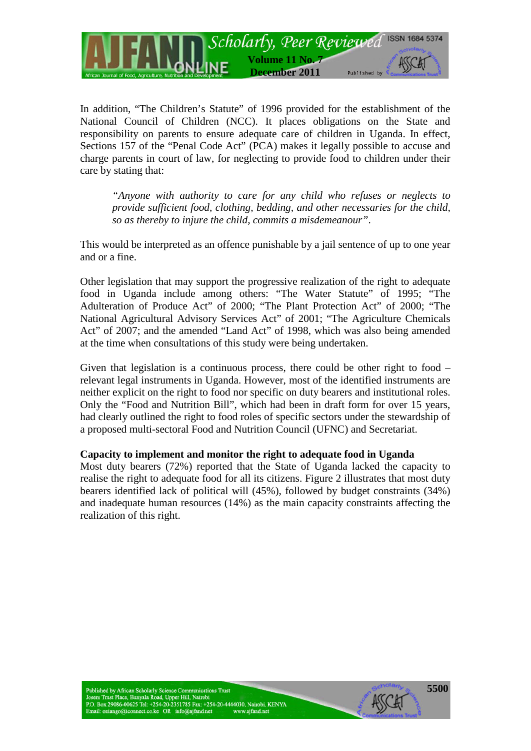In addition, "The Children's Statute" of 1996 provided for the establishment of the National Council of Children (NCC). It places obligations on the State and responsibility on parents to ensure adequate care of children in Uganda. In effect, Sections 157 of the "Penal Code Act" (PCA) makes it legally possible to accuse and charge parents in court of law, for neglecting to provide food to children under their care by stating that:

> *"Anyone with authority to care for any child who refuses or neglects to provide sufficient food, clothing, bedding, and other necessaries for the child, so as thereby to injure the child, commits a misdemeanour".*

This would be interpreted as an offence punishable by a jail sentence of up to one year and or a fine.

Other legislation that may support the progressive realization of the right to adequate food in Uganda include among others: "The Water Statute" of 1995; "The Adulteration of Produce Act" of 2000; "The Plant Protection Act" of 2000; "The National Agricultural Advisory Services Act" of 2001; "The Agriculture Chemicals Act" of 2007; and the amended "Land Act" of 1998, which was also being amended at the time when consultations of this study were being undertaken.

Given that legislation is a continuous process, there could be other right to food – relevant legal instruments in Uganda. However, most of the identified instruments are neither explicit on the right to food nor specific on duty bearers and institutional roles. Only the "Food and Nutrition Bill", which had been in draft form for over 15 years, had clearly outlined the right to food roles of specific sectors under the stewardship of a proposed multi-sectoral Food and Nutrition Council (UFNC) and Secretariat.

**Capacity to implement and monitor the right to adequate food in Uganda**

Most duty bearers (72%) reported that the State of Uganda lacked the capacity to realise the right to adequate food for all its citizens. Figure 2 illustrates that most duty bearers identified lack of political will (45%), followed by budget constraints (34%) and inadequate human resources (14%) as the main capacity constraints affecting the realization of this right.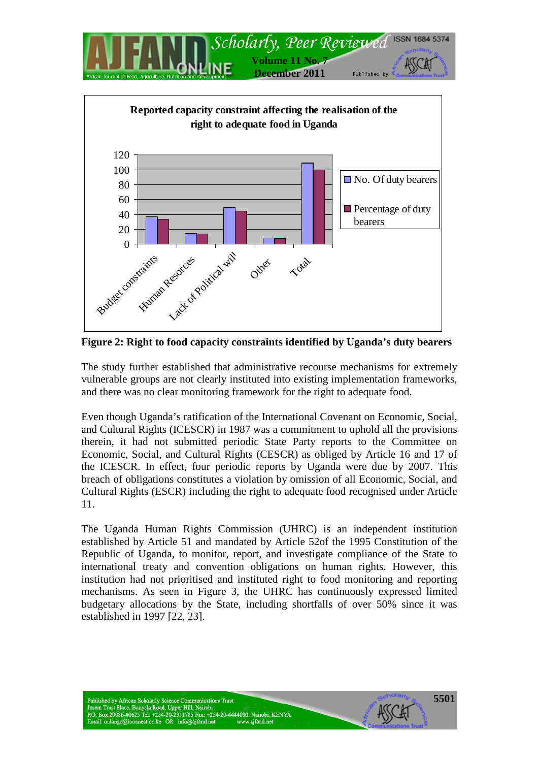**Reported capacity constraint affecting the realisation of the right to adequate food in Uganda**

**Figure 2: Right to food capacity constraints identified by Uganda's duty bearers**

The study further established that administrative recourse mechanisms for extremely vulnerable groups are not clearly instituted into existing implementation frameworks, and there was no clear monitoring framework for the right to adequate food.

Even though Uganda's ratification of the International Covenant on Economic, Social, and Cultural Rights (ICESCR) in 1987 was a commitment to uphold all the provisions therein, it had not submitted periodic State Party reports to the Committee on Economic, Social, and Cultural Rights (CESCR) as obliged by Article 16 and 17 of the ICESCR. In effect, four periodic reports by Uganda were due by 2007. This breach of obligations constitutes a violation by omission of all Economic, Social, and Cultural Rights (ESCR) including the right to adequate food recognised under Article 11.

The Uganda Human Rights Commission (UHRC) is an independent institution established by Article 51 and mandated by Article 52of the 1995 Constitution of the Republic of Uganda, to monitor, report, and investigate compliance of the State to international treaty and convention obligations on human rights. However, this institution had not prioritised and instituted right to food monitoring and reporting mechanisms. As seen in Figure 3, the UHRC has continuously expressed limited budgetary allocations by the State, including shortfalls of over 50% since it was established in 1997 [22, 23].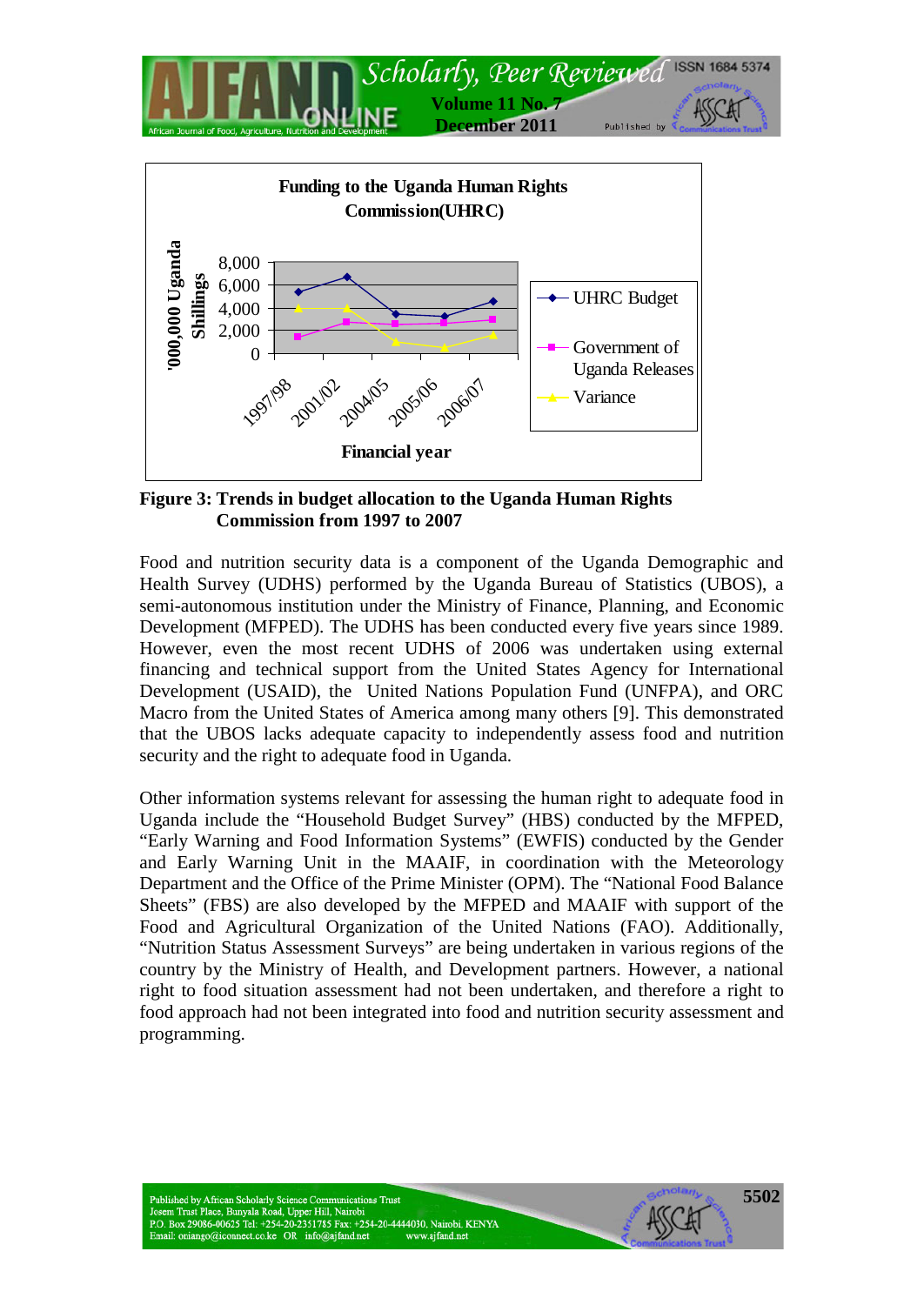Funding to the Uganda Human Rights Commission(UHRC)

'000,000 Uganda Shillings

Financial year

Figure 3: Trends in budget allocation to the Uganda Human Rights Commission from 1997 to 2007

Food and nutrition security data is a component of the Uganda Demographic and Health Survey (UDHS) performed by the Uganda Bureau of Statistics (UBOS), a semi-autonomous institution under the Ministry of Finance, Planning, and Economic Development (MFPED). The UDHS has been conducted every five years since 1989. However, even the most recent UDHS of 2006 was undertaken using external financing and technical support from the United States Agency for International Development (USAID), the United Nations Population Fund (UNFPA), and ORC Macro from the United States of America among many others [9]. This demonstrated that the UBOS lacks adequate capacity to independently assess food and nutrition security and the right to adequate food in Uganda.

Other information systems relevant for assessing the human right to adequate food in Uganda include the "Household Budget Survey" (HBS) conducted by the MFPED, "Early Warning and Food Information Systems" (EWFIS) conducted by the Gender and Early Warning Unit in the MAAIF, in coordination with the Meteorology Department and the Office of the Prime Minister (OPM). The "National Food Balance Sheets" (FBS) are also developed by the MFPED and MAAIF with support of the Food and Agricultural Organization of the United Nations (FAO). Additionally, "Nutrition Status Assessment Surveys" are being undertaken in various regions of the country by the Ministry of Health, and Development partners. However, a national right to food situation assessment had not been undertaken, and therefore a right to food approach had not been integrated into food and nutrition security assessment and programming.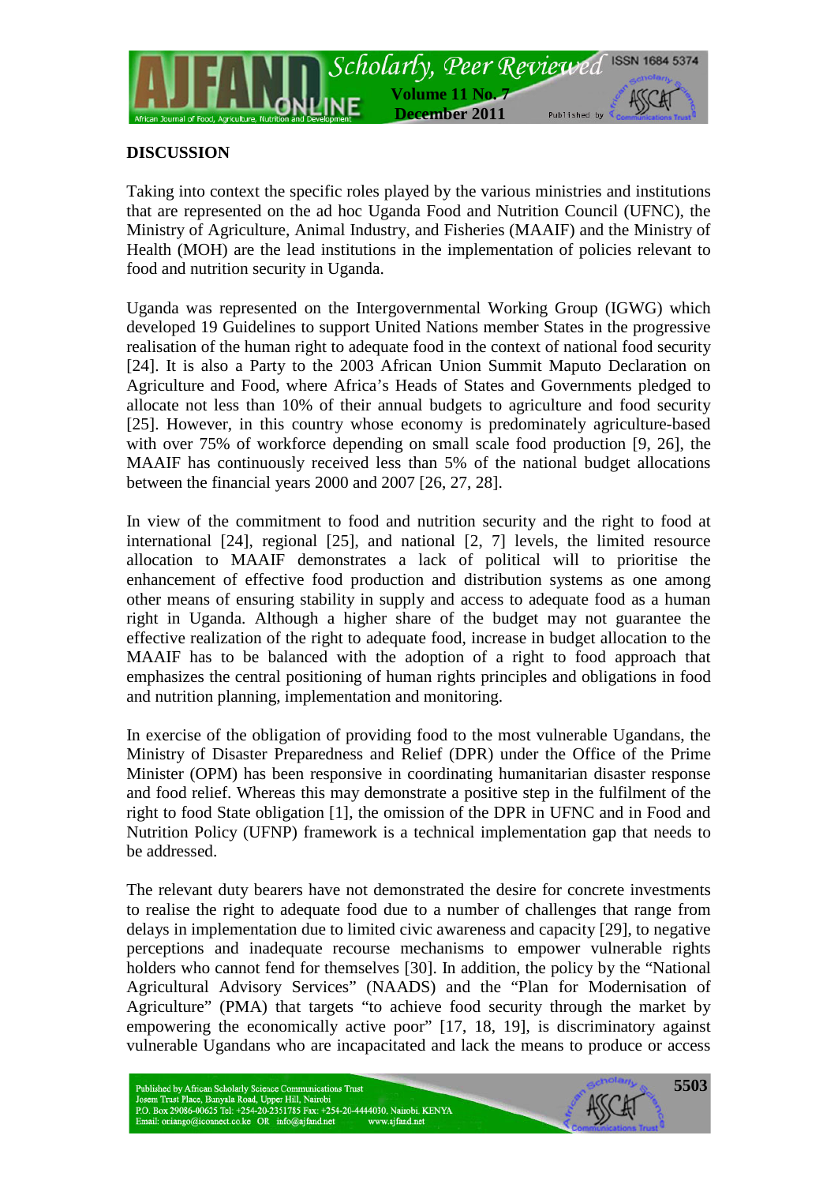## DISCUSSION

Taking into context the specific roles played by the various ministries and institutions that are represented on the ad hoc Uganda Food and Nutrition Council (UFNC), the Ministry of Agriculture, Animal Industry, and Fisheries (MAAIF) and the Ministry of Health (MOH) are the lead institutions in the implementation of policies relevant to food and nutrition security in Uganda.

Uganda was represented on the Intergovernmental Working Group (IGWG) which developed 19 Guidelines to support United Nations member States in the progressive realisation of the human right to adequate food in the context of national food security [24]. It is also a Party to the 2003 African Union Summit Maputo Declaration on Agriculture and Food, where Africa's Heads of States and Governments pledged to allocate not less than 10% of their annual budgets to agriculture and food security [25]. However, in this country whose economy is predominately agriculture-based with over 75% of workforce depending on small scale food production [9, 26], the MAAIF has continuously received less than 5% of the national budget allocations between the financial years 2000 and 2007 [26, 27, 28].

In view of the commitment to food and nutrition security and the right to food at international [24], regional [25], and national [2, 7] levels, the limited resource allocation to MAAIF demonstrates a lack of political will to prioritise the enhancement of effective food production and distribution systems as one among other means of ensuring stability in supply and access to adequate food as a human right in Uganda. Although a higher share of the budget may not guarantee the effective realization of the right to adequate food, increase in budget allocation to the MAAIF has to be balanced with the adoption of a right to food approach that emphasizes the central positioning of human rights principles and obligations in food and nutrition planning, implementation and monitoring.

In exercise of the obligation of providing food to the most vulnerable Ugandans, the Ministry of Disaster Preparedness and Relief (DPR) under the Office of the Prime Minister (OPM) has been responsive in coordinating humanitarian disaster response and food relief. Whereas this may demonstrate a positive step in the fulfilment of the right to food State obligation [1], the omission of the DPR in UFNC and in Food and Nutrition Policy (UFNP) framework is a technical implementation gap that needs to be addressed.

The relevant duty bearers have not demonstrated the desire for concrete investments to realise the right to adequate food due to a number of challenges that range from delays in implementation due to limited civic awareness and capacity [29], to negative perceptions and inadequate recourse mechanisms to empower vulnerable rights holders who cannot fend for themselves [30]. In addition, the policy by the "National Agricultural Advisory Services" (NAADS) and the "Plan for Modernisation of Agriculture" (PMA) that targets "to achieve food security through the market by empowering the economically active poor" [17, 18, 19], is discriminatory against vulnerable Ugandans who are incapacitated and lack the means to produce or access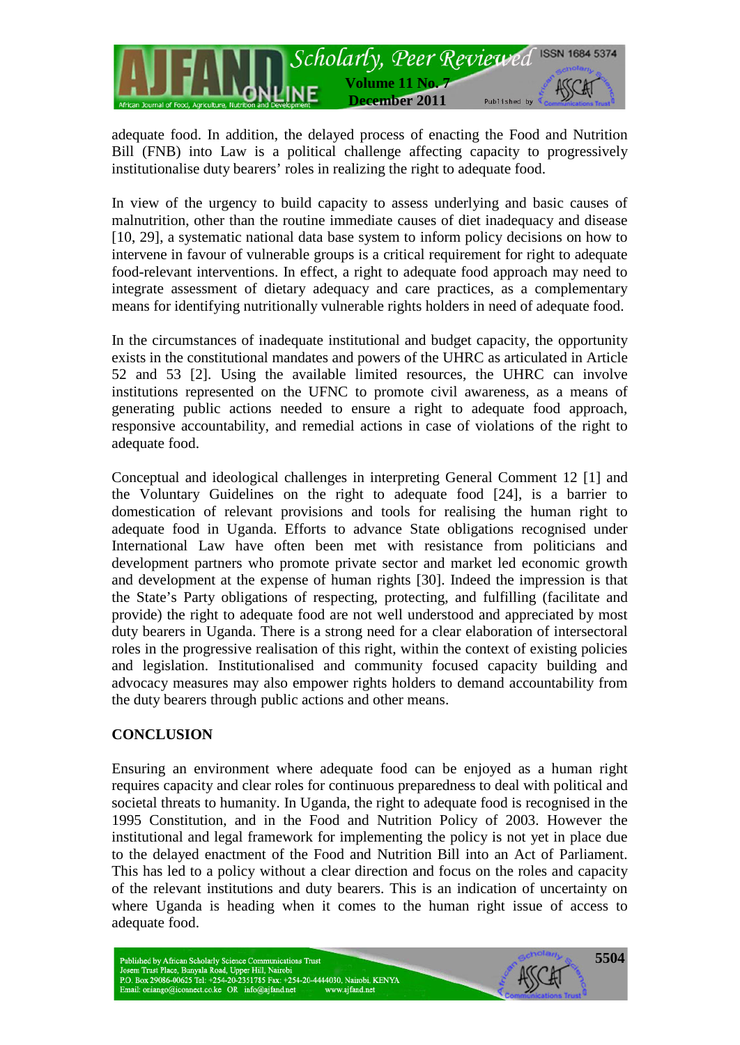adequate food. In addition, the delayed process of enacting the Food and Nutrition Bill (FNB) into Law is a political challenge affecting capacity to progressively institutionalise duty bearers' roles in realizing the right to adequate food.

In view of the urgency to build capacity to assess underlying and basic causes of malnutrition, other than the routine immediate causes of diet inadequacy and disease [10, 29], a systematic national data base system to inform policy decisions on how to intervene in favour of vulnerable groups is a critical requirement for right to adequate food-relevant interventions. In effect, a right to adequate food approach may need to integrate assessment of dietary adequacy and care practices, as a complementary means for identifying nutritionally vulnerable rights holders in need of adequate food.

In the circumstances of inadequate institutional and budget capacity, the opportunity exists in the constitutional mandates and powers of the UHRC as articulated in Article 52 and 53 [2]. Using the available limited resources, the UHRC can involve institutions represented on the UFNC to promote civil awareness, as a means of generating public actions needed to ensure a right to adequate food approach, responsive accountability, and remedial actions in case of violations of the right to adequate food.

Conceptual and ideological challenges in interpreting General Comment 12 [1] and the Voluntary Guidelines on the right to adequate food [24], is a barrier to domestication of relevant provisions and tools for realising the human right to adequate food in Uganda. Efforts to advance State obligations recognised under International Law have often been met with resistance from politicians and development partners who promote private sector and market led economic growth and development at the expense of human rights [30]. Indeed the impression is that the State's Party obligations of respecting, protecting, and fulfilling (facilitate and provide) the right to adequate food are not well understood and appreciated by most duty bearers in Uganda. There is a strong need for a clear elaboration of intersectoral roles in the progressive realisation of this right, within the context of existing policies and legislation. Institutionalised and community focused capacity building and advocacy measures may also empower rights holders to demand accountability from the duty bearers through public actions and other means.

## CONCLUSION

Ensuring an environment where adequate food can be enjoyed as a human right requires capacity and clear roles for continuous preparedness to deal with political and societal threats to humanity. In Uganda, the right to adequate food is recognised in the 1995 Constitution, and in the Food and Nutrition Policy of 2003. However the institutional and legal framework for implementing the policy is not yet in place due to the delayed enactment of the Food and Nutrition Bill into an Act of Parliament. This has led to a policy without a clear direction and focus on the roles and capacity of the relevant institutions and duty bearers. This is an indication of uncertainty on where Uganda is heading when it comes to the human right issue of access to adequate food.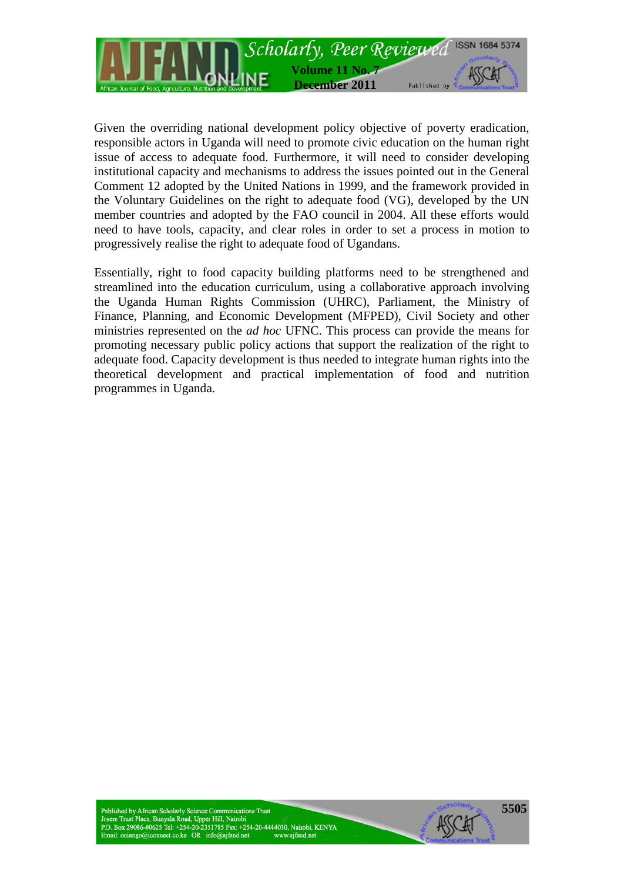Given the overriding national development policy objective of poverty eradication, responsible actors in Uganda will need to promote civic education on the human right issue of access to adequate food. Furthermore, it will need to consider developing institutional capacity and mechanisms to address the issues pointed out in the General Comment 12 adopted by the United Nations in 1999, and the framework provided in the Voluntary Guidelines on the right to adequate food (VG), developed by the UN member countries and adopted by the FAO council in 2004. All these efforts would need to have tools, capacity, and clear roles in order to set a process in motion to progressively realise the right to adequate food of Ugandans.

Essentially, right to food capacity building platforms need to be strengthened and streamlined into the education curriculum, using a collaborative approach involving the Uganda Human Rights Commission (UHRC), Parliament, the Ministry of Finance, Planning, and Economic Development (MFPED), Civil Society and other ministries represented on the *ad hoc* UFNC. This process can provide the means for promoting necessary public policy actions that support the realization of the right to adequate food. Capacity development is thus needed to integrate human rights into the theoretical development and practical implementation of food and nutrition programmes in Uganda.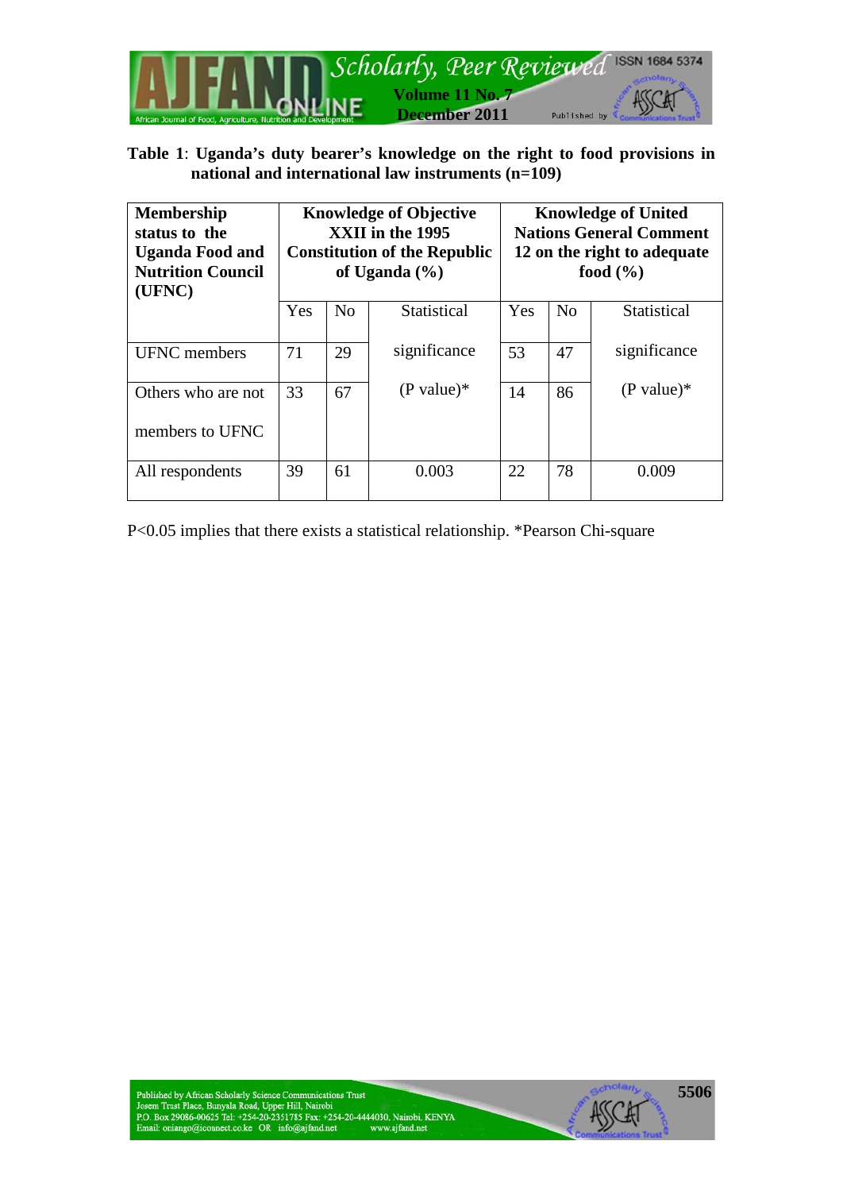**Table 1**: **Uganda's duty bearer's knowledge on the right to food provisions in national and international law instruments (n=109)**

| Membership status to the Uganda Food and Nutrition Council (UFNC) | Knowledge of Objective XXII in the 1995 Constitution of the Republic of Uganda (%) | | | Knowledge of United Nations General Comment 12 on the right to adequate food (%) | | |
|---|---|---|---|---|---|---|
| | Yes | No | Statistical significance (P value)* | Yes | No | Statistical significance (P value)* |
| UFNC members | 71 | 29 | | 53 | 47 | |
| Others who are not members to UFNC | 33 | 67 | | 14 | 86 | |
| All respondents | 39 | 61 | 0.003 | 22 | 78 | 0.009 |

P<0.05 implies that there exists a statistical relationship. *Pearson Chi-square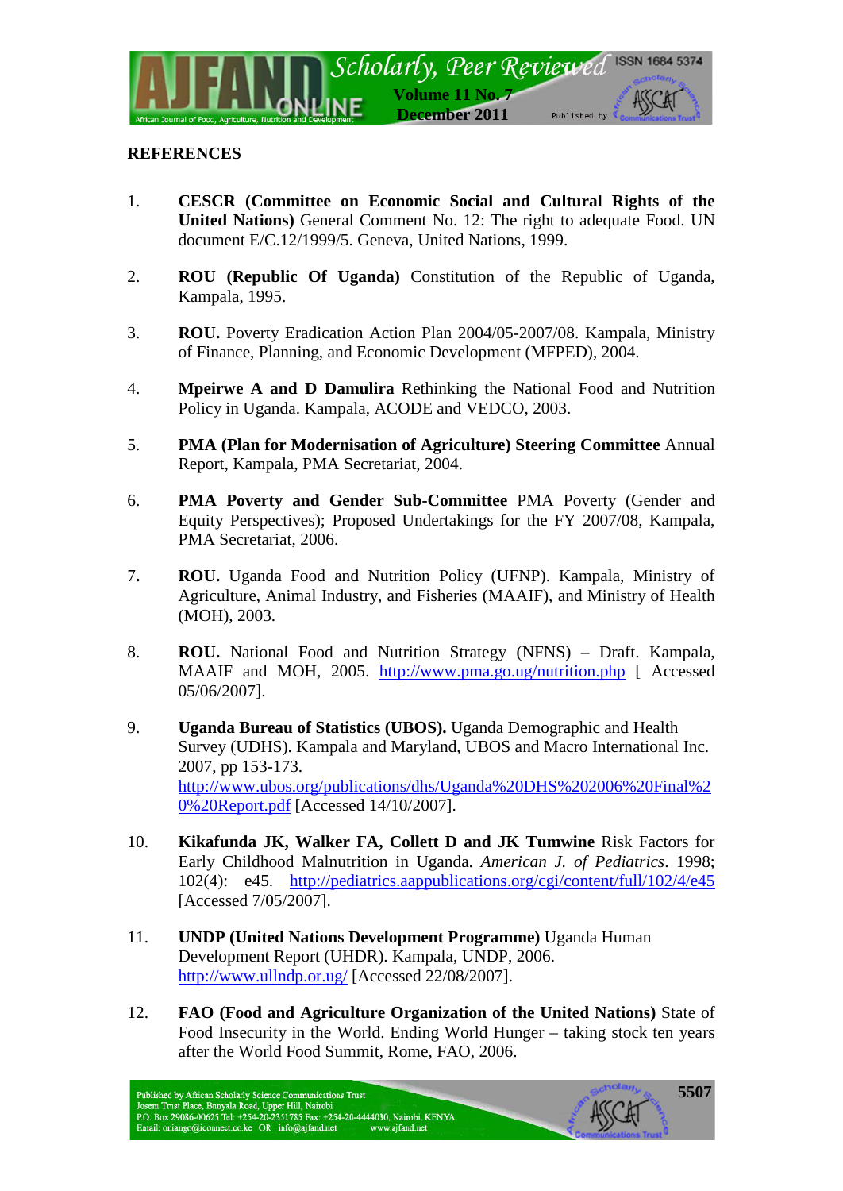**REFERENCES**

1. **CESCR (Committee on Economic Social and Cultural Rights of the United Nations)** General Comment No. 12: The right to adequate Food. UN document E/C.12/1999/5. Geneva, United Nations, 1999.

2. **ROU (Republic Of Uganda)** Constitution of the Republic of Uganda, Kampala, 1995.

3. **ROU.** Poverty Eradication Action Plan 2004/05-2007/08. Kampala, Ministry of Finance, Planning, and Economic Development (MFPED), 2004.

4. **Mpeirwe A and D Damulira** Rethinking the National Food and Nutrition Policy in Uganda. Kampala, ACODE and VEDCO, 2003.

5. **PMA (Plan for Modernisation of Agriculture) Steering Committee** Annual Report, Kampala, PMA Secretariat, 2004.

6. **PMA Poverty and Gender Sub-Committee** PMA Poverty (Gender and Equity Perspectives); Proposed Undertakings for the FY 2007/08, Kampala, PMA Secretariat, 2006.

7. **ROU.** Uganda Food and Nutrition Policy (UFNP). Kampala, Ministry of Agriculture, Animal Industry, and Fisheries (MAAIF), and Ministry of Health (MOH), 2003.

8. **ROU.** National Food and Nutrition Strategy (NFNS) – Draft. Kampala, MAAIF and MOH, 2005. http://www.pma.go.ug/nutrition.php [ Accessed 05/06/2007].

9. **Uganda Bureau of Statistics (UBOS).** Uganda Demographic and Health Survey (UDHS). Kampala and Maryland, UBOS and Macro International Inc. 2007, pp 153-173. http://www.ubos.org/publications/dhs/Uganda%20DHS%202006%20Final%20%20Report.pdf [Accessed 14/10/2007].

10. **Kikafunda JK, Walker FA, Collett D and JK Tumwine** Risk Factors for Early Childhood Malnutrition in Uganda. *American J. of Pediatrics*. 1998; 102(4): e45. http://pediatrics.aappublications.org/cgi/content/full/102/4/e45 [Accessed 7/05/2007].

11. **UNDP (United Nations Development Programme)** Uganda Human Development Report (UHDR). Kampala, UNDP, 2006. http://www.ullndp.or.ug/ [Accessed 22/08/2007].

12. **FAO (Food and Agriculture Organization of the United Nations)** State of Food Insecurity in the World. Ending World Hunger – taking stock ten years after the World Food Summit, Rome, FAO, 2006.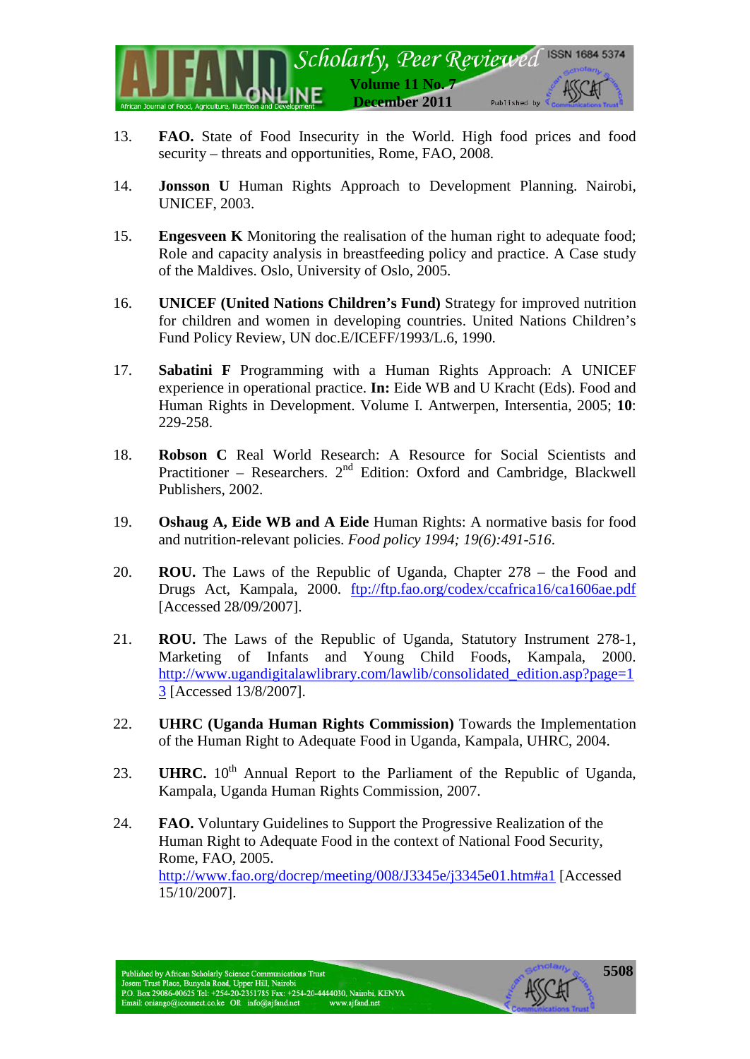13. **FAO.** State of Food Insecurity in the World. High food prices and food security – threats and opportunities, Rome, FAO, 2008.

14. **Jonsson U** Human Rights Approach to Development Planning. Nairobi, UNICEF, 2003.

15. **Engesveen K** Monitoring the realisation of the human right to adequate food; Role and capacity analysis in breastfeeding policy and practice. A Case study of the Maldives. Oslo, University of Oslo, 2005.

16. **UNICEF (United Nations Children's Fund)** Strategy for improved nutrition for children and women in developing countries. United Nations Children's Fund Policy Review, UN doc.E/ICEFF/1993/L.6, 1990.

17. **Sabatini F** Programming with a Human Rights Approach: A UNICEF experience in operational practice. **In:** Eide WB and U Kracht (Eds). Food and Human Rights in Development. Volume I. Antwerpen, Intersentia, 2005; **10**: 229-258.

18. **Robson C** Real World Research: A Resource for Social Scientists and Practitioner – Researchers. 2nd Edition: Oxford and Cambridge, Blackwell Publishers, 2002.

19. **Oshaug A, Eide WB and A Eide** Human Rights: A normative basis for food and nutrition-relevant policies. *Food policy 1994; 19(6):491-516*.

20. **ROU.** The Laws of the Republic of Uganda, Chapter 278 – the Food and Drugs Act, Kampala, 2000. [ftp://ftp.fao.org/codex/ccafrica16/ca1606ae.pdf](ftp://ftp.fao.org/codex/ccafrica16/ca1606ae.pdf) [Accessed 28/09/2007].

21. **ROU.** The Laws of the Republic of Uganda, Statutory Instrument 278-1, Marketing of Infants and Young Child Foods, Kampala, 2000. [http://www.ugandigitalawlibrary.com/lawlib/consolidated_edition.asp?page=13](http://www.ugandigitalawlibrary.com/lawlib/consolidated_edition.asp?page=13) [Accessed 13/8/2007].

22. **UHRC (Uganda Human Rights Commission)** Towards the Implementation of the Human Right to Adequate Food in Uganda, Kampala, UHRC, 2004.

23. **UHRC.** 10th Annual Report to the Parliament of the Republic of Uganda, Kampala, Uganda Human Rights Commission, 2007.

24. **FAO.** Voluntary Guidelines to Support the Progressive Realization of the Human Right to Adequate Food in the context of National Food Security, Rome, FAO, 2005. [http://www.fao.org/docrep/meeting/008/J3345e/j3345e01.htm#a1](http://www.fao.org/docrep/meeting/008/J3345e/j3345e01.htm#a1) [Accessed 15/10/2007].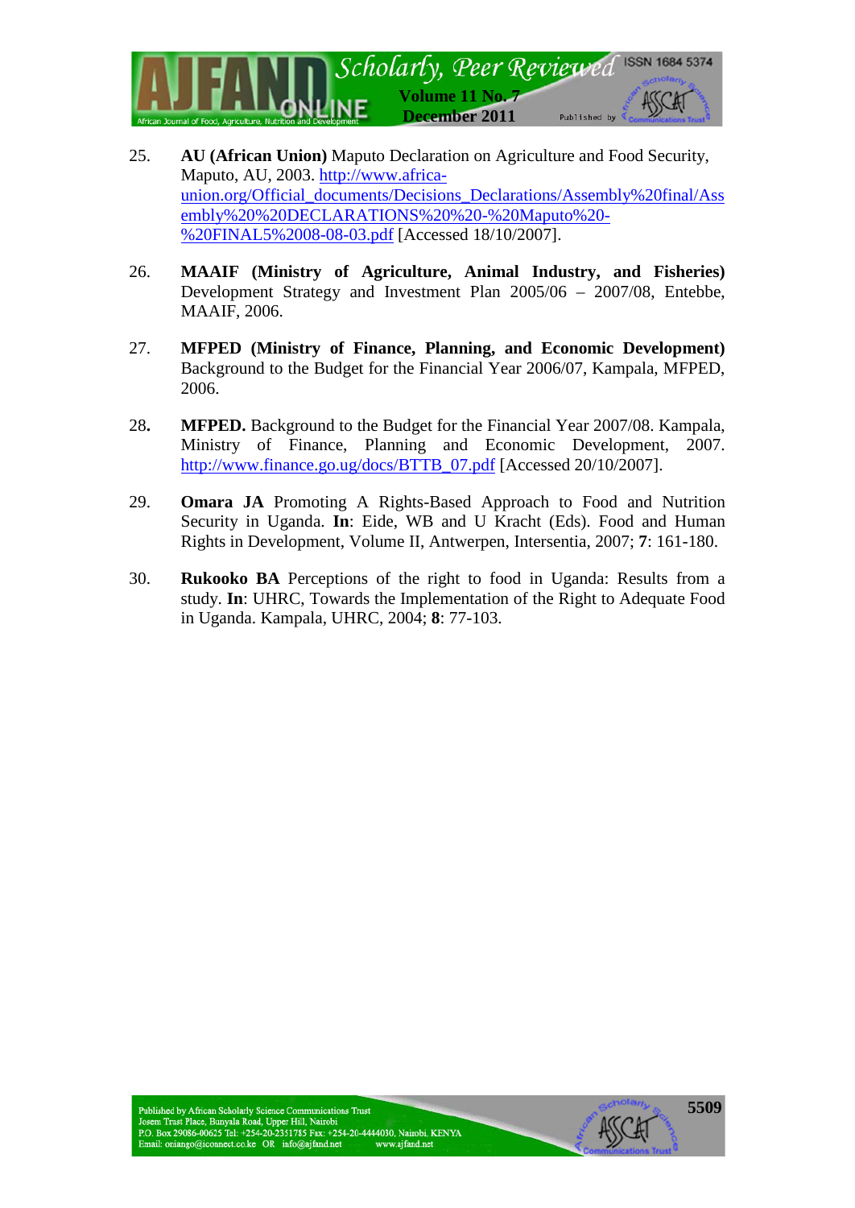25. **AU (African Union)** Maputo Declaration on Agriculture and Food Security, Maputo, AU, 2003. http://www.africa-union.org/Official_documents/Decisions_Declarations/Assembly%20final/Assembly%20%20DECLARATIONS%20%20-%20Maputo%20-%20FINAL5%2008-08-03.pdf [Accessed 18/10/2007].

26. **MAAIF (Ministry of Agriculture, Animal Industry, and Fisheries)** Development Strategy and Investment Plan 2005/06 – 2007/08, Entebbe, MAAIF, 2006.

27. **MFPED (Ministry of Finance, Planning, and Economic Development)** Background to the Budget for the Financial Year 2006/07, Kampala, MFPED, 2006.

28. **MFPED.** Background to the Budget for the Financial Year 2007/08. Kampala, Ministry of Finance, Planning and Economic Development, 2007. http://www.finance.go.ug/docs/BTTB_07.pdf [Accessed 20/10/2007].

29. **Omara JA** Promoting A Rights-Based Approach to Food and Nutrition Security in Uganda. **In**: Eide, WB and U Kracht (Eds). Food and Human Rights in Development, Volume II, Antwerpen, Intersentia, 2007; **7**: 161-180.

30. **Rukooko BA** Perceptions of the right to food in Uganda: Results from a study. **In**: UHRC, Towards the Implementation of the Right to Adequate Food in Uganda. Kampala, UHRC, 2004; **8**: 77-103.